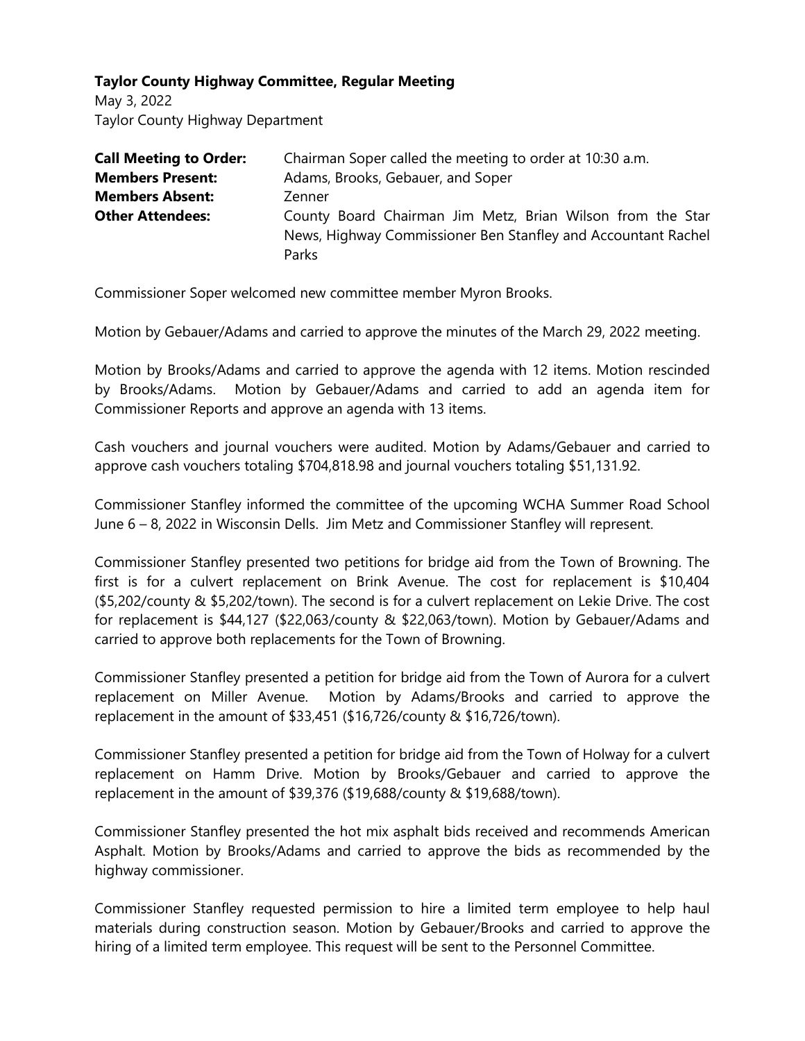**Taylor County Highway Committee, Regular Meeting**

May 3, 2022

Taylor County Highway Department

| | |
|---|---|
| **Call Meeting to Order:** | Chairman Soper called the meeting to order at 10:30 a.m. |
| **Members Present:** | Adams, Brooks, Gebauer, and Soper |
| **Members Absent:** | Zenner |
| **Other Attendees:** | County Board Chairman Jim Metz, Brian Wilson from the Star News, Highway Commissioner Ben Stanfley and Accountant Rachel Parks |

Commissioner Soper welcomed new committee member Myron Brooks.

Motion by Gebauer/Adams and carried to approve the minutes of the March 29, 2022 meeting.

Motion by Brooks/Adams and carried to approve the agenda with 12 items. Motion rescinded by Brooks/Adams. Motion by Gebauer/Adams and carried to add an agenda item for Commissioner Reports and approve an agenda with 13 items.

Cash vouchers and journal vouchers were audited. Motion by Adams/Gebauer and carried to approve cash vouchers totaling $704,818.98 and journal vouchers totaling $51,131.92.

Commissioner Stanfley informed the committee of the upcoming WCHA Summer Road School June 6 – 8, 2022 in Wisconsin Dells. Jim Metz and Commissioner Stanfley will represent.

Commissioner Stanfley presented two petitions for bridge aid from the Town of Browning. The first is for a culvert replacement on Brink Avenue. The cost for replacement is $10,404 ($5,202/county & $5,202/town). The second is for a culvert replacement on Lekie Drive. The cost for replacement is $44,127 ($22,063/county & $22,063/town). Motion by Gebauer/Adams and carried to approve both replacements for the Town of Browning.

Commissioner Stanfley presented a petition for bridge aid from the Town of Aurora for a culvert replacement on Miller Avenue. Motion by Adams/Brooks and carried to approve the replacement in the amount of $33,451 ($16,726/county & $16,726/town).

Commissioner Stanfley presented a petition for bridge aid from the Town of Holway for a culvert replacement on Hamm Drive. Motion by Brooks/Gebauer and carried to approve the replacement in the amount of $39,376 ($19,688/county & $19,688/town).

Commissioner Stanfley presented the hot mix asphalt bids received and recommends American Asphalt. Motion by Brooks/Adams and carried to approve the bids as recommended by the highway commissioner.

Commissioner Stanfley requested permission to hire a limited term employee to help haul materials during construction season. Motion by Gebauer/Brooks and carried to approve the hiring of a limited term employee. This request will be sent to the Personnel Committee.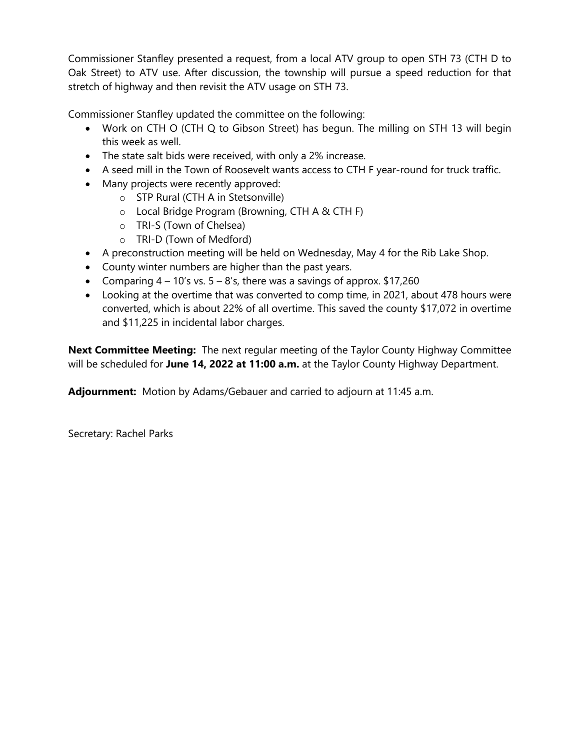Commissioner Stanfley presented a request, from a local ATV group to open STH 73 (CTH D to Oak Street) to ATV use. After discussion, the township will pursue a speed reduction for that stretch of highway and then revisit the ATV usage on STH 73.

Commissioner Stanfley updated the committee on the following:

- Work on CTH O (CTH Q to Gibson Street) has begun. The milling on STH 13 will begin this week as well.
- The state salt bids were received, with only a 2% increase.
- A seed mill in the Town of Roosevelt wants access to CTH F year-round for truck traffic.
- Many projects were recently approved:
  - STP Rural (CTH A in Stetsonville)
  - Local Bridge Program (Browning, CTH A & CTH F)
  - TRI-S (Town of Chelsea)
  - TRI-D (Town of Medford)
- A preconstruction meeting will be held on Wednesday, May 4 for the Rib Lake Shop.
- County winter numbers are higher than the past years.
- Comparing 4 – 10's vs. 5 – 8's, there was a savings of approx. $17,260
- Looking at the overtime that was converted to comp time, in 2021, about 478 hours were converted, which is about 22% of all overtime. This saved the county $17,072 in overtime and $11,225 in incidental labor charges.

**Next Committee Meeting:** The next regular meeting of the Taylor County Highway Committee will be scheduled for **June 14, 2022 at 11:00 a.m.** at the Taylor County Highway Department.

**Adjournment:** Motion by Adams/Gebauer and carried to adjourn at 11:45 a.m.

Secretary: Rachel Parks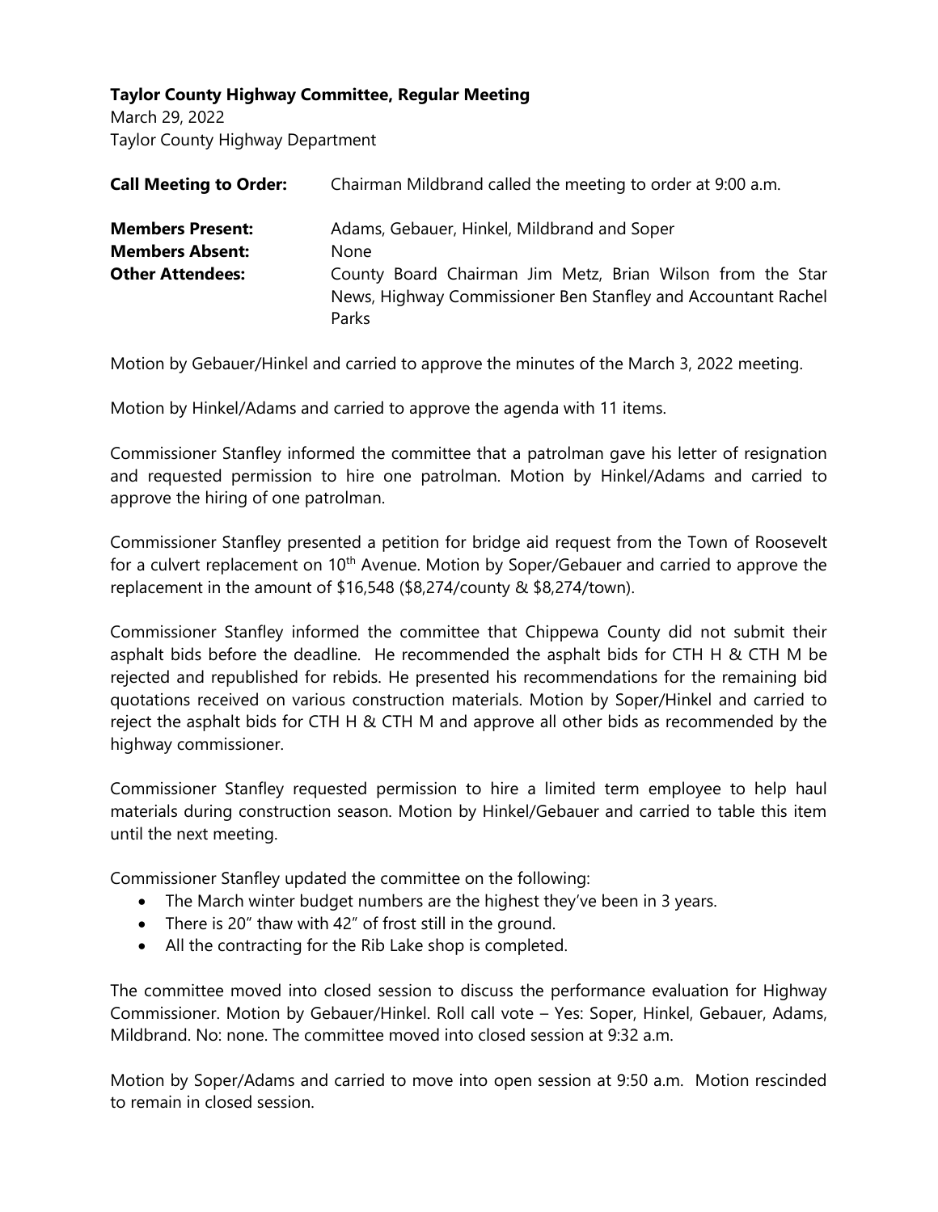**Taylor County Highway Committee, Regular Meeting**

March 29, 2022

Taylor County Highway Department

| | |
|---|---|
| **Call Meeting to Order:** | Chairman Mildbrand called the meeting to order at 9:00 a.m. |
| **Members Present:** | Adams, Gebauer, Hinkel, Mildbrand and Soper |
| **Members Absent:** | None |
| **Other Attendees:** | County Board Chairman Jim Metz, Brian Wilson from the Star News, Highway Commissioner Ben Stanfley and Accountant Rachel Parks |

Motion by Gebauer/Hinkel and carried to approve the minutes of the March 3, 2022 meeting.

Motion by Hinkel/Adams and carried to approve the agenda with 11 items.

Commissioner Stanfley informed the committee that a patrolman gave his letter of resignation and requested permission to hire one patrolman. Motion by Hinkel/Adams and carried to approve the hiring of one patrolman.

Commissioner Stanfley presented a petition for bridge aid request from the Town of Roosevelt for a culvert replacement on 10th Avenue. Motion by Soper/Gebauer and carried to approve the replacement in the amount of $16,548 ($8,274/county & $8,274/town).

Commissioner Stanfley informed the committee that Chippewa County did not submit their asphalt bids before the deadline. He recommended the asphalt bids for CTH H & CTH M be rejected and republished for rebids. He presented his recommendations for the remaining bid quotations received on various construction materials. Motion by Soper/Hinkel and carried to reject the asphalt bids for CTH H & CTH M and approve all other bids as recommended by the highway commissioner.

Commissioner Stanfley requested permission to hire a limited term employee to help haul materials during construction season. Motion by Hinkel/Gebauer and carried to table this item until the next meeting.

Commissioner Stanfley updated the committee on the following:

- The March winter budget numbers are the highest they've been in 3 years.
- There is 20" thaw with 42" of frost still in the ground.
- All the contracting for the Rib Lake shop is completed.

The committee moved into closed session to discuss the performance evaluation for Highway Commissioner. Motion by Gebauer/Hinkel. Roll call vote – Yes: Soper, Hinkel, Gebauer, Adams, Mildbrand. No: none. The committee moved into closed session at 9:32 a.m.

Motion by Soper/Adams and carried to move into open session at 9:50 a.m. Motion rescinded to remain in closed session.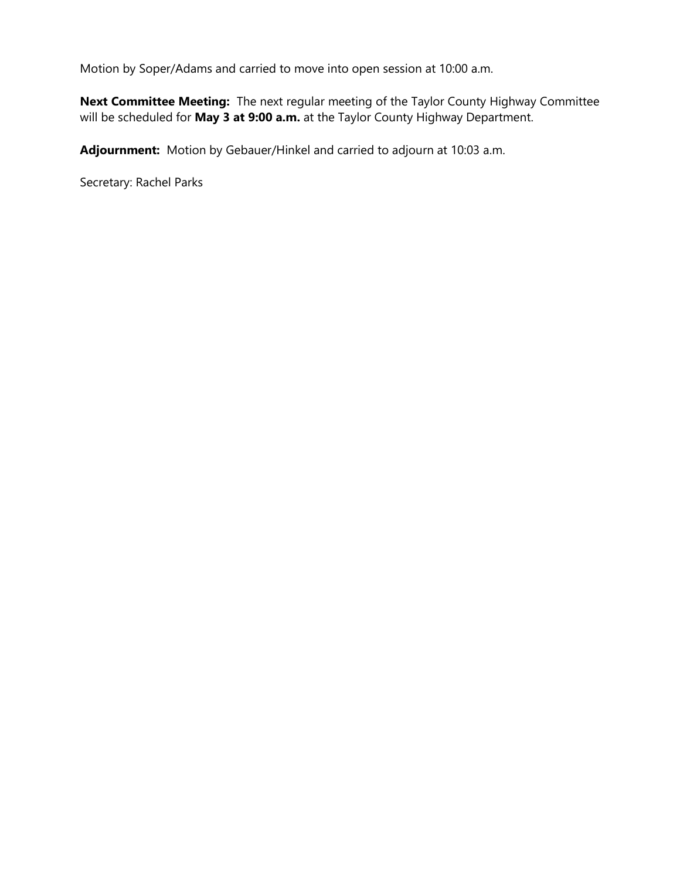Motion by Soper/Adams and carried to move into open session at 10:00 a.m.

**Next Committee Meeting:** The next regular meeting of the Taylor County Highway Committee will be scheduled for **May 3 at 9:00 a.m.** at the Taylor County Highway Department.

**Adjournment:** Motion by Gebauer/Hinkel and carried to adjourn at 10:03 a.m.

Secretary: Rachel Parks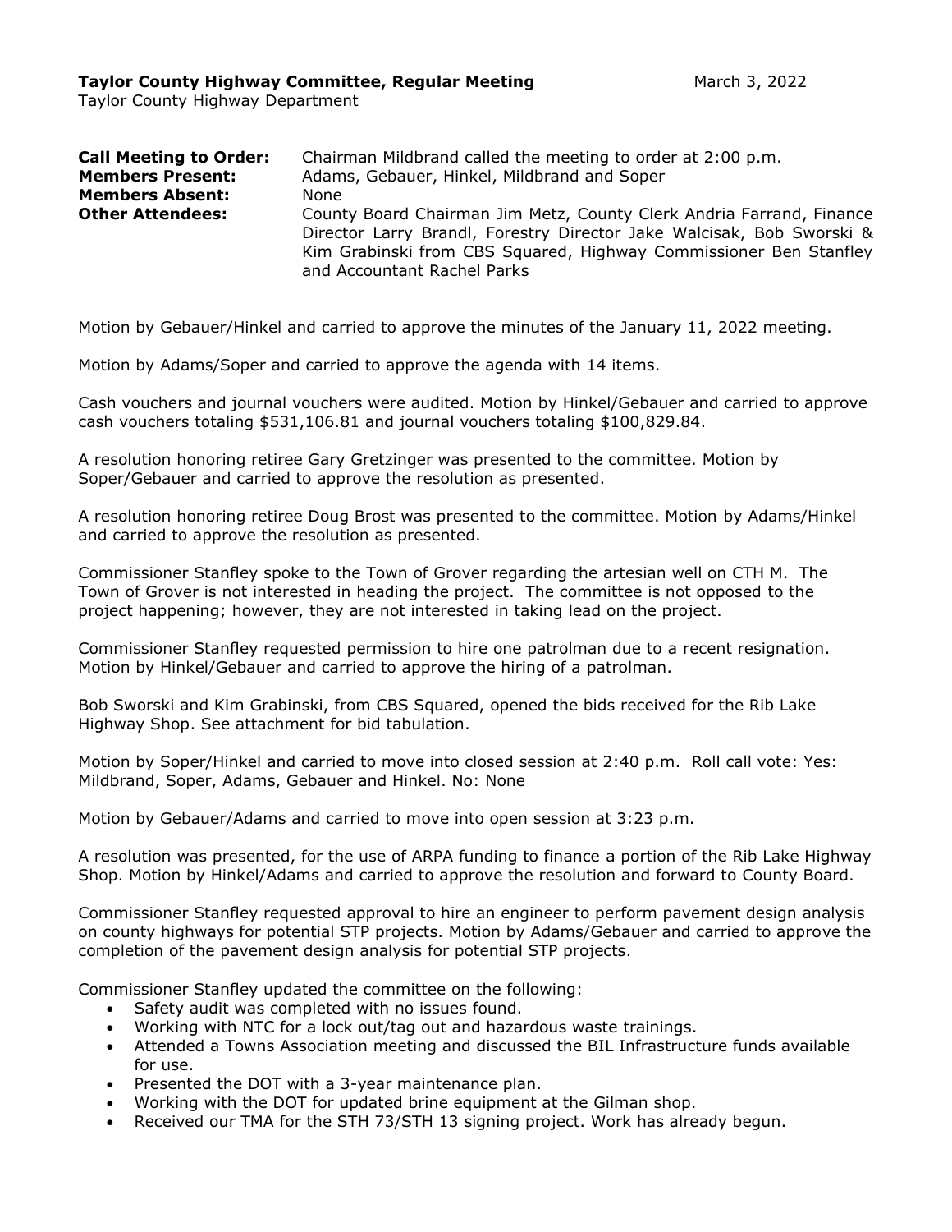**Taylor County Highway Committee, Regular Meeting** March 3, 2022

Taylor County Highway Department

**Call Meeting to Order:** Chairman Mildbrand called the meeting to order at 2:00 p.m.

**Members Present:** Adams, Gebauer, Hinkel, Mildbrand and Soper

**Members Absent:** None

**Other Attendees:** County Board Chairman Jim Metz, County Clerk Andria Farrand, Finance Director Larry Brandl, Forestry Director Jake Walcisak, Bob Sworski & Kim Grabinski from CBS Squared, Highway Commissioner Ben Stanfley and Accountant Rachel Parks

Motion by Gebauer/Hinkel and carried to approve the minutes of the January 11, 2022 meeting.

Motion by Adams/Soper and carried to approve the agenda with 14 items.

Cash vouchers and journal vouchers were audited. Motion by Hinkel/Gebauer and carried to approve cash vouchers totaling $531,106.81 and journal vouchers totaling $100,829.84.

A resolution honoring retiree Gary Gretzinger was presented to the committee. Motion by Soper/Gebauer and carried to approve the resolution as presented.

A resolution honoring retiree Doug Brost was presented to the committee. Motion by Adams/Hinkel and carried to approve the resolution as presented.

Commissioner Stanfley spoke to the Town of Grover regarding the artesian well on CTH M. The Town of Grover is not interested in heading the project. The committee is not opposed to the project happening; however, they are not interested in taking lead on the project.

Commissioner Stanfley requested permission to hire one patrolman due to a recent resignation. Motion by Hinkel/Gebauer and carried to approve the hiring of a patrolman.

Bob Sworski and Kim Grabinski, from CBS Squared, opened the bids received for the Rib Lake Highway Shop. See attachment for bid tabulation.

Motion by Soper/Hinkel and carried to move into closed session at 2:40 p.m. Roll call vote: Yes: Mildbrand, Soper, Adams, Gebauer and Hinkel. No: None

Motion by Gebauer/Adams and carried to move into open session at 3:23 p.m.

A resolution was presented, for the use of ARPA funding to finance a portion of the Rib Lake Highway Shop. Motion by Hinkel/Adams and carried to approve the resolution and forward to County Board.

Commissioner Stanfley requested approval to hire an engineer to perform pavement design analysis on county highways for potential STP projects. Motion by Adams/Gebauer and carried to approve the completion of the pavement design analysis for potential STP projects.

Commissioner Stanfley updated the committee on the following:

- Safety audit was completed with no issues found.
- Working with NTC for a lock out/tag out and hazardous waste trainings.
- Attended a Towns Association meeting and discussed the BIL Infrastructure funds available for use.
- Presented the DOT with a 3-year maintenance plan.
- Working with the DOT for updated brine equipment at the Gilman shop.
- Received our TMA for the STH 73/STH 13 signing project. Work has already begun.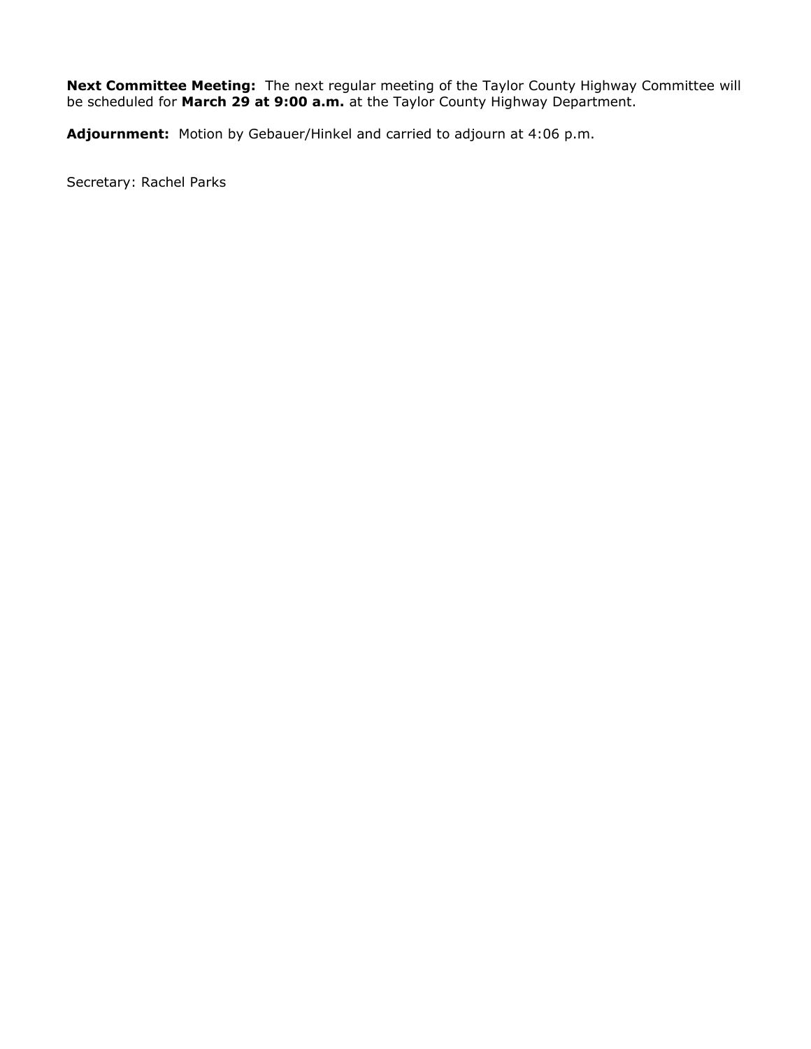**Next Committee Meeting:** The next regular meeting of the Taylor County Highway Committee will be scheduled for **March 29 at 9:00 a.m.** at the Taylor County Highway Department.

**Adjournment:** Motion by Gebauer/Hinkel and carried to adjourn at 4:06 p.m.

Secretary: Rachel Parks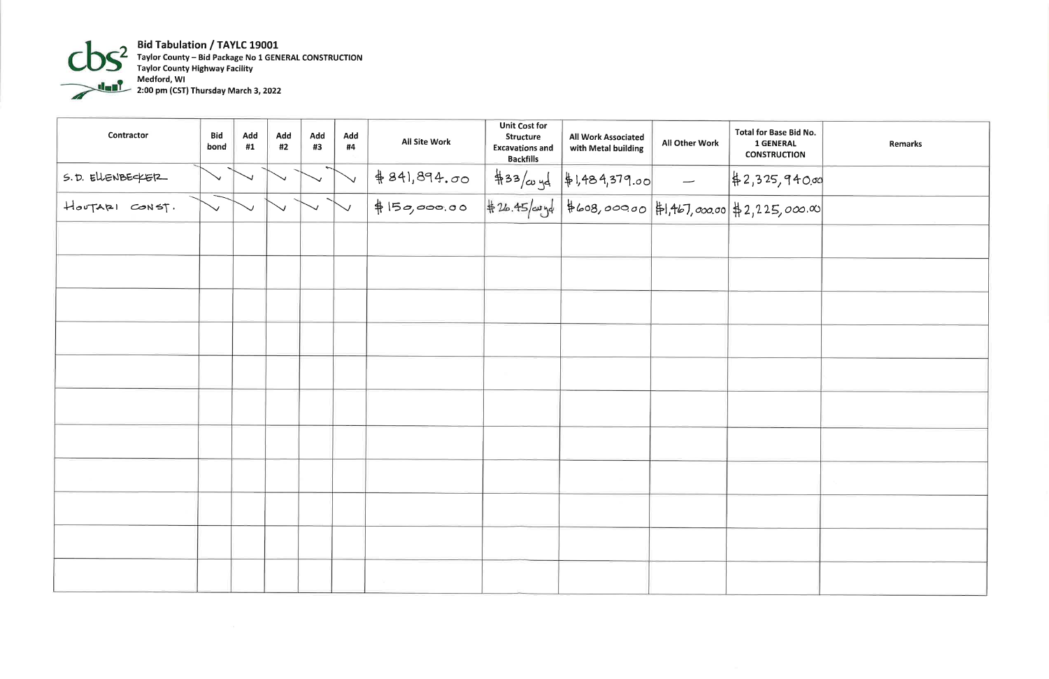**cbs²**

**Bid Tabulation / TAYLC 19001**
**Taylor County – Bid Package No 1 GENERAL CONSTRUCTION**
**Taylor County Highway Facility**
**Medford, WI**
**2:00 pm (CST) Thursday March 3, 2022**

| Contractor | Bid bond | Add #1 | Add #2 | Add #3 | Add #4 | All Site Work | Unit Cost for Structure Excavations and Backfills | All Work Associated with Metal building | All Other Work | Total for Base Bid No. 1 GENERAL CONSTRUCTION | Remarks |
|---|---|---|---|---|---|---|---|---|---|---|---|
| S.D. ELLENBECKER | ✓ | ✓ | ✓ | ✓ | ✓ | $841,894.00 | $33/cu yd | $1,484,379.00 | — | $2,325,940.00 | |
| HOOTARI CONST. | ✓ | ✓ | ✓ | ✓ | ✓ | $150,000.00 | $26.45/cu yd | $608,000.00 | $1,467,000.00 | $2,225,000.00 | |
| | | | | | | | | | | | |
| | | | | | | | | | | | |
| | | | | | | | | | | | |
| | | | | | | | | | | | |
| | | | | | | | | | | | |
| | | | | | | | | | | | |
| | | | | | | | | | | | |
| | | | | | | | | | | | |
| | | | | | | | | | | | |
| | | | | | | | | | | | |
| | | | | | | | | | | | |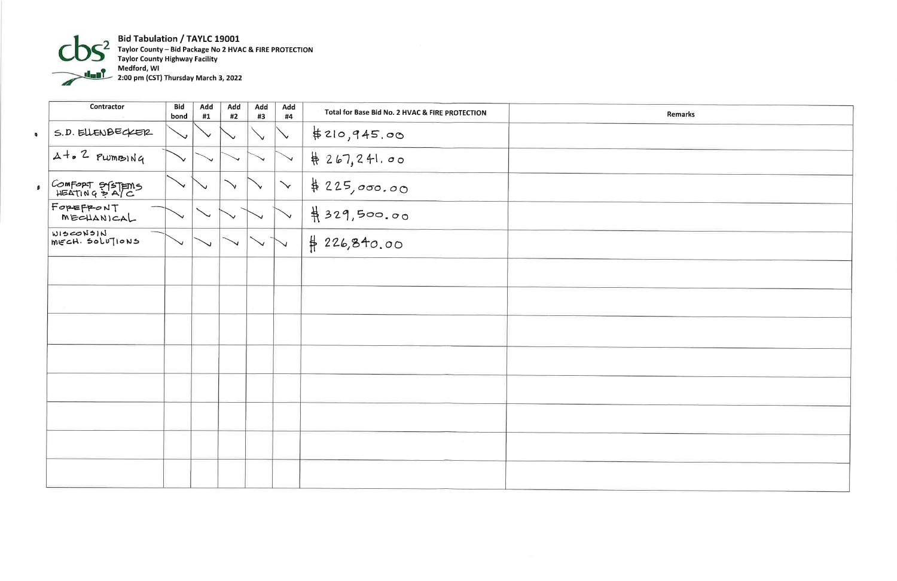**Bid Tabulation / TAYLC 19001**
Taylor County – Bid Package No 2 HVAC & FIRE PROTECTION
Taylor County Highway Facility
Medford, WI
2:00 pm (CST) Thursday March 3, 2022

| Contractor | Bid bond | Add #1 | Add #2 | Add #3 | Add #4 | Total for Base Bid No. 2 HVAC & FIRE PROTECTION | Remarks |
|---|---|---|---|---|---|---|---|
| S.D. ELLENBECKER | ✓ | ✓ | ✓ | ✓ | ✓ | $210,945.00 | |
| A to Z PLUMBING | ✓ | ✓ | ✓ | ✓ | ✓ | $267,241.00 | |
| COMFORT SYSTEMS HEATING & A/C | ✓ | ✓ | ✓ | ✓ | ✓ | $225,000.00 | |
| FOREFRONT MECHANICAL | ✓ | ✓ | ✓ | ✓ | ✓ | $329,500.00 | |
| WISCONSIN MECH. SOLUTIONS | ✓ | ✓ | ✓ | ✓ | ✓ | $226,840.00 | |
| | | | | | | | |
| | | | | | | | |
| | | | | | | | |
| | | | | | | | |
| | | | | | | | |
| | | | | | | | |
| | | | | | | | |
| | | | | | | | |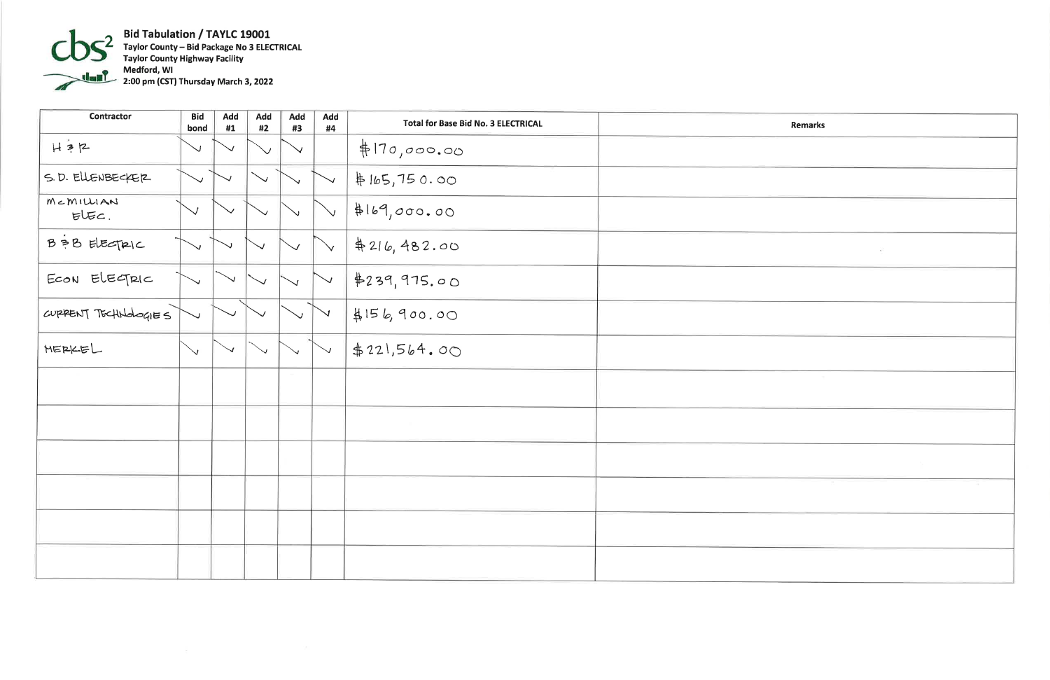**Bid Tabulation / TAYLC 19001**
**Taylor County – Bid Package No 3 ELECTRICAL**
**Taylor County Highway Facility**
**Medford, WI**
**2:00 pm (CST) Thursday March 3, 2022**

| Contractor | Bid bond | Add #1 | Add #2 | Add #3 | Add #4 | Total for Base Bid No. 3 ELECTRICAL | Remarks |
|---|---|---|---|---|---|---|---|
| H & R | ✓ | ✓ | ✓ | ✓ | | $170,000.00 | |
| S.D. ELLENBECKER | ✓ | ✓ | ✓ | ✓ | ✓ | $165,750.00 | |
| McMILLIAN ELEC. | ✓ | ✓ | ✓ | ✓ | ✓ | $169,000.00 | |
| B & B ELECTRIC | ✓ | ✓ | ✓ | ✓ | ✓ | $216,482.00 | |
| ECON ELECTRIC | ✓ | ✓ | ✓ | ✓ | ✓ | $239,975.00 | |
| CURRENT TECHNOLOGIES | ✓ | ✓ | ✓ | ✓ | ✓ | $156,900.00 | |
| MERKEL | ✓ | ✓ | ✓ | ✓ | ✓ | $221,564.00 | |
| | | | | | | | |
| | | | | | | | |
| | | | | | | | |
| | | | | | | | |
| | | | | | | | |
| | | | | | | | |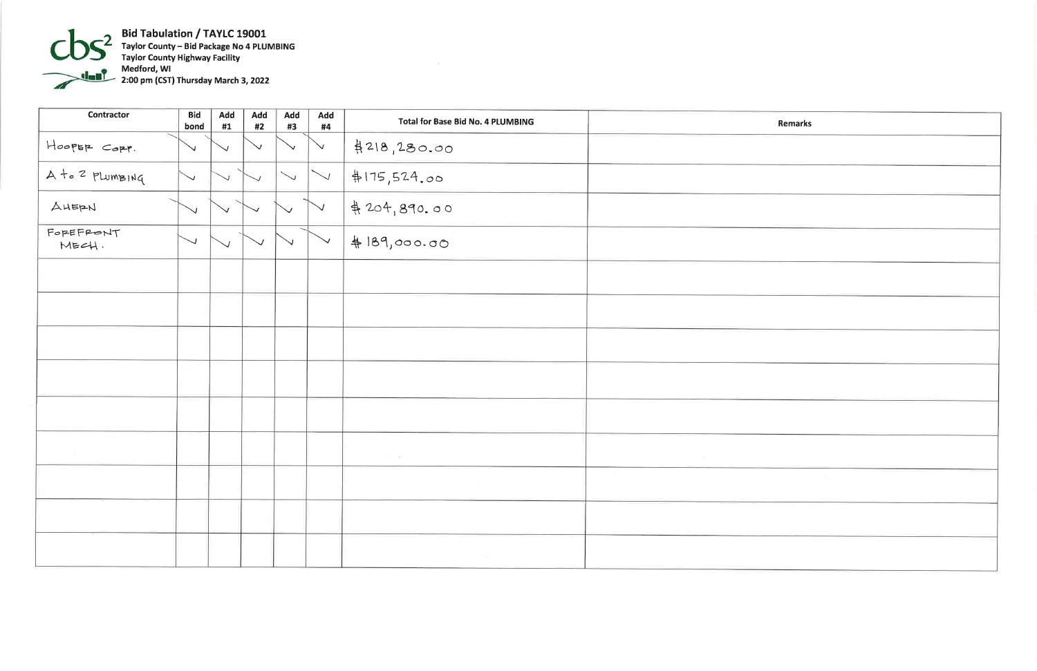**Bid Tabulation / TAYLC 19001**
**Taylor County – Bid Package No 4 PLUMBING**
**Taylor County Highway Facility**
**Medford, WI**
**2:00 pm (CST) Thursday March 3, 2022**

| Contractor | Bid bond | Add #1 | Add #2 | Add #3 | Add #4 | Total for Base Bid No. 4 PLUMBING | Remarks |
|---|---|---|---|---|---|---|---|
| HOOPER CORP. | ✓ | ✓ | ✓ | ✓ | ✓ | $218,280.00 | |
| A to Z PLUMBING | ✓ | ✓ | ✓ | ✓ | ✓ | $175,524.00 | |
| AHERN | ✓ | ✓ | ✓ | ✓ | ✓ | $204,890.00 | |
| FOREFRONT MECH. | ✓ | ✓ | ✓ | ✓ | ✓ | $189,000.00 | |
| | | | | | | | |
| | | | | | | | |
| | | | | | | | |
| | | | | | | | |
| | | | | | | | |
| | | | | | | | |
| | | | | | | | |
| | | | | | | | |
| | | | | | | | |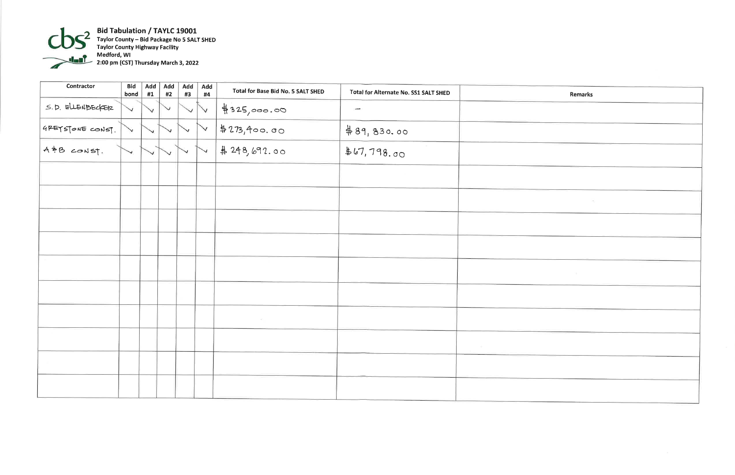**Bid Tabulation / TAYLC 19001**
**Taylor County – Bid Package No 5 SALT SHED**
**Taylor County Highway Facility**
**Medford, WI**
**2:00 pm (CST) Thursday March 3, 2022**

| Contractor | Bid bond | Add #1 | Add #2 | Add #3 | Add #4 | Total for Base Bid No. 5 SALT SHED | Total for Alternate No. SS1 SALT SHED | Remarks |
|---|---|---|---|---|---|---|---|---|
| S.D. ELLENBECKER | ✓ | ✓ | ✓ | ✓ | ✓ | $325,000.00 | – | |
| GREYSTONE CONST. | ✓ | ✓ | ✓ | ✓ | ✓ | $273,400.00 | $89,830.00 | |
| A & B CONST. | ✓ | ✓ | ✓ | ✓ | ✓ | $248,692.00 | $67,798.00 | |
| | | | | | | | | |
| | | | | | | | | |
| | | | | | | | | |
| | | | | | | | | |
| | | | | | | | | |
| | | | | | | | | |
| | | | | | | | | |
| | | | | | | | | |
| | | | | | | | | |
| | | | | | | | | |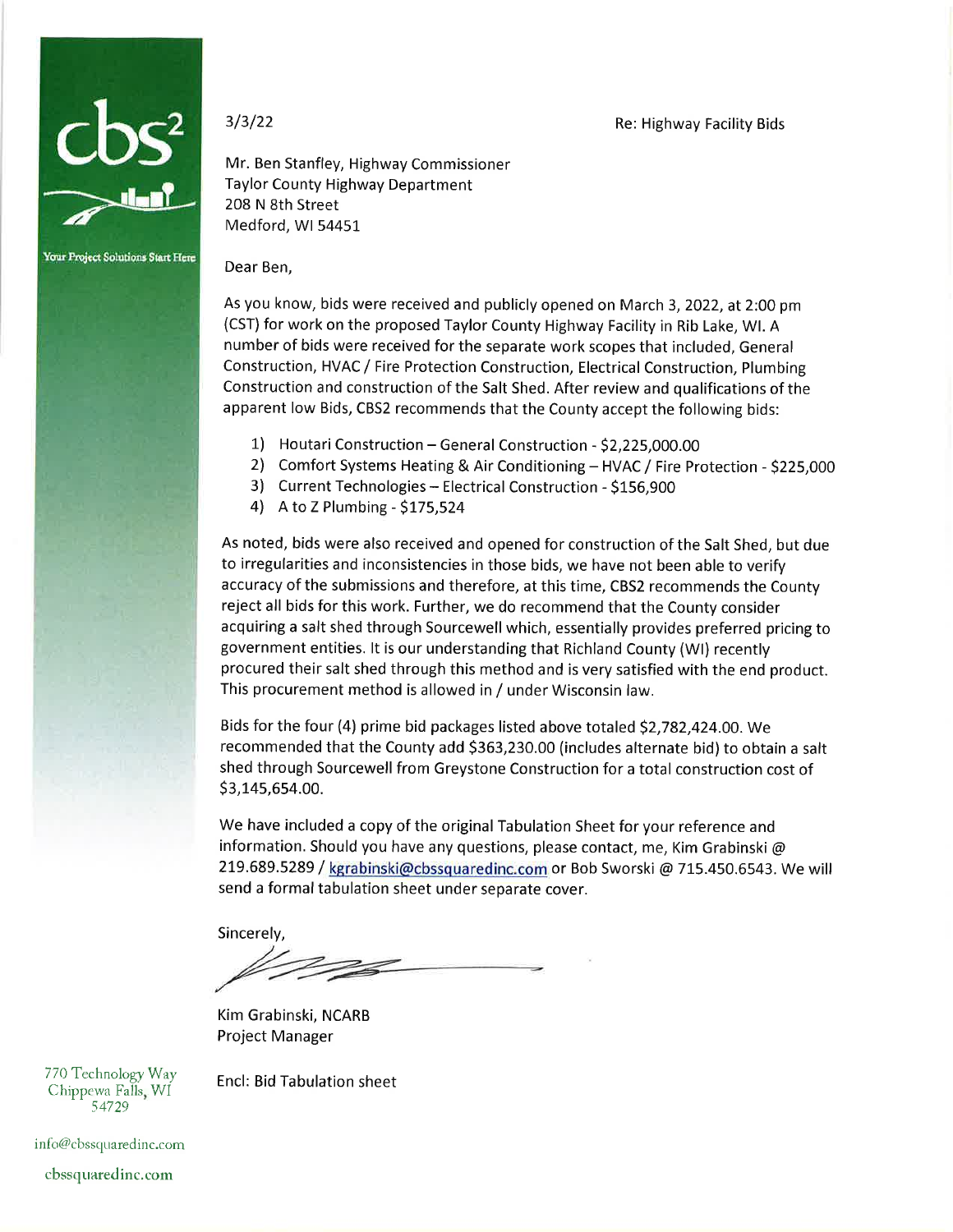cbs²

Your Project Solutions Start Here

3/3/22

Re: Highway Facility Bids

Mr. Ben Stanfley, Highway Commissioner
Taylor County Highway Department
208 N 8th Street
Medford, WI 54451

Dear Ben,

As you know, bids were received and publicly opened on March 3, 2022, at 2:00 pm (CST) for work on the proposed Taylor County Highway Facility in Rib Lake, WI. A number of bids were received for the separate work scopes that included, General Construction, HVAC / Fire Protection Construction, Electrical Construction, Plumbing Construction and construction of the Salt Shed. After review and qualifications of the apparent low Bids, CBS2 recommends that the County accept the following bids:

1) Houtari Construction – General Construction - $2,225,000.00
2) Comfort Systems Heating & Air Conditioning – HVAC / Fire Protection - $225,000
3) Current Technologies – Electrical Construction - $156,900
4) A to Z Plumbing - $175,524

As noted, bids were also received and opened for construction of the Salt Shed, but due to irregularities and inconsistencies in those bids, we have not been able to verify accuracy of the submissions and therefore, at this time, CBS2 recommends the County reject all bids for this work. Further, we do recommend that the County consider acquiring a salt shed through Sourcewell which, essentially provides preferred pricing to government entities. It is our understanding that Richland County (WI) recently procured their salt shed through this method and is very satisfied with the end product. This procurement method is allowed in / under Wisconsin law.

Bids for the four (4) prime bid packages listed above totaled $2,782,424.00. We recommended that the County add $363,230.00 (includes alternate bid) to obtain a salt shed through Sourcewell from Greystone Construction for a total construction cost of $3,145,654.00.

We have included a copy of the original Tabulation Sheet for your reference and information. Should you have any questions, please contact, me, Kim Grabinski @ 219.689.5289 / kgrabinski@cbssquaredinc.com or Bob Sworski @ 715.450.6543. We will send a formal tabulation sheet under separate cover.

Sincerely,

Kim Grabinski, NCARB
Project Manager

Encl: Bid Tabulation sheet

770 Technology Way
Chippewa Falls, WI
54729

info@cbssquaredinc.com

cbssquaredinc.com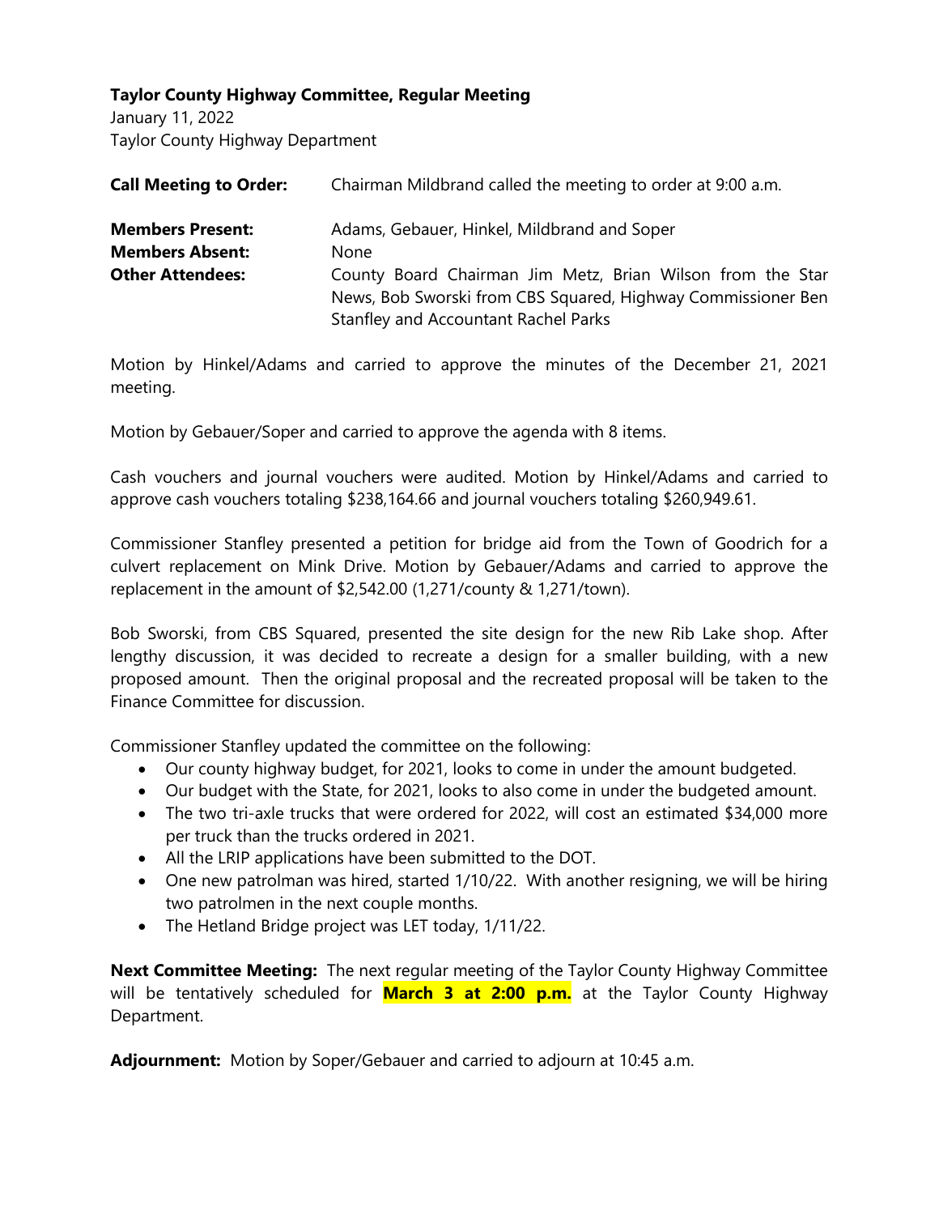**Taylor County Highway Committee, Regular Meeting**
January 11, 2022
Taylor County Highway Department

**Call Meeting to Order:** Chairman Mildbrand called the meeting to order at 9:00 a.m.

**Members Present:** Adams, Gebauer, Hinkel, Mildbrand and Soper
**Members Absent:** None
**Other Attendees:** County Board Chairman Jim Metz, Brian Wilson from the Star News, Bob Sworski from CBS Squared, Highway Commissioner Ben Stanfley and Accountant Rachel Parks

Motion by Hinkel/Adams and carried to approve the minutes of the December 21, 2021 meeting.

Motion by Gebauer/Soper and carried to approve the agenda with 8 items.

Cash vouchers and journal vouchers were audited. Motion by Hinkel/Adams and carried to approve cash vouchers totaling $238,164.66 and journal vouchers totaling $260,949.61.

Commissioner Stanfley presented a petition for bridge aid from the Town of Goodrich for a culvert replacement on Mink Drive. Motion by Gebauer/Adams and carried to approve the replacement in the amount of $2,542.00 (1,271/county & 1,271/town).

Bob Sworski, from CBS Squared, presented the site design for the new Rib Lake shop. After lengthy discussion, it was decided to recreate a design for a smaller building, with a new proposed amount. Then the original proposal and the recreated proposal will be taken to the Finance Committee for discussion.

Commissioner Stanfley updated the committee on the following:

- Our county highway budget, for 2021, looks to come in under the amount budgeted.
- Our budget with the State, for 2021, looks to also come in under the budgeted amount.
- The two tri-axle trucks that were ordered for 2022, will cost an estimated $34,000 more per truck than the trucks ordered in 2021.
- All the LRIP applications have been submitted to the DOT.
- One new patrolman was hired, started 1/10/22. With another resigning, we will be hiring two patrolmen in the next couple months.
- The Hetland Bridge project was LET today, 1/11/22.

**Next Committee Meeting:** The next regular meeting of the Taylor County Highway Committee will be tentatively scheduled for **March 3 at 2:00 p.m.** at the Taylor County Highway Department.

**Adjournment:** Motion by Soper/Gebauer and carried to adjourn at 10:45 a.m.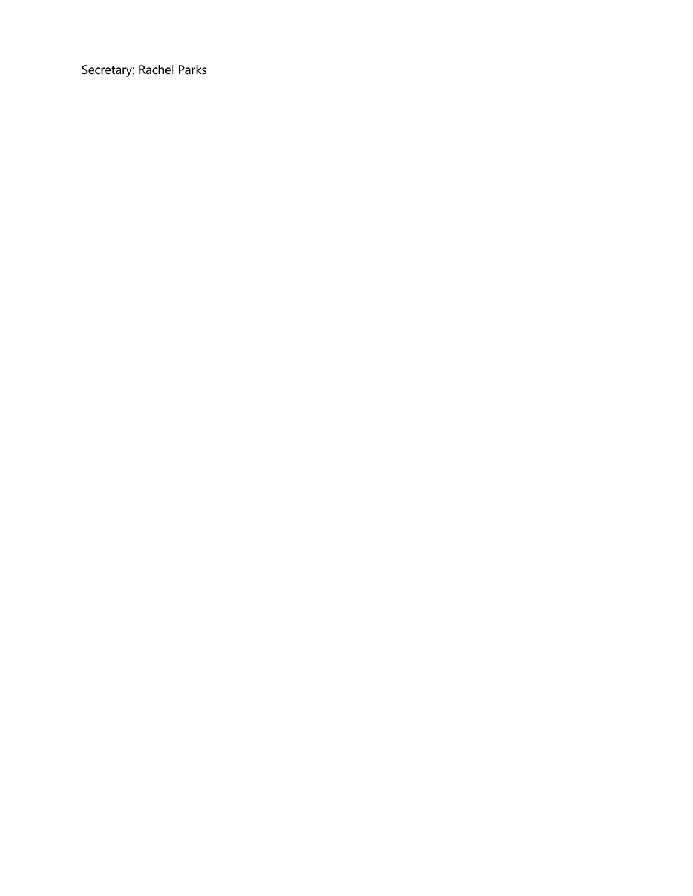Secretary: Rachel Parks